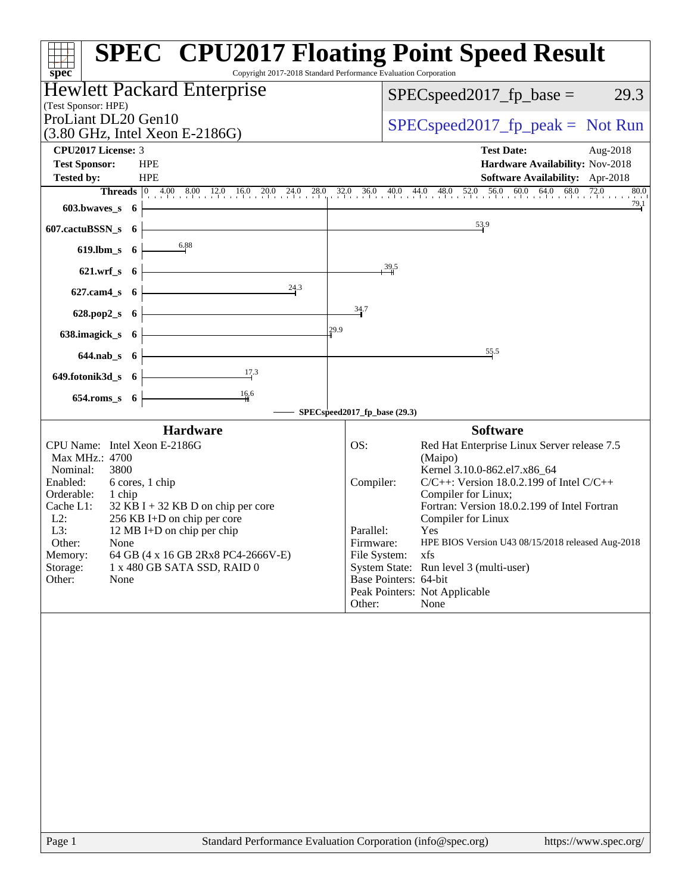# SPEC CPU2017 Floating Point Speed Result

Copyright 2017-2018 Standard Performance Evaluation Corporation

## Hewlett Packard Enterprise

(Test Sponsor: HPE)

ProLiant DL20 Gen10
(3.80 GHz, Intel Xeon E-2186G)

SPECspeed2017_fp_base = 29.3

SPECspeed2017_fp_peak = Not Run

| | | | |
|---|---|---|---|
| **CPU2017 License:** | 3 | **Test Date:** | Aug-2018 |
| **Test Sponsor:** | HPE | **Hardware Availability:** | Nov-2018 |
| **Tested by:** | HPE | **Software Availability:** | Apr-2018 |

| Benchmark | Threads | Base |
|---|---|---|
| 603.bwaves_s | 6 | 79.1 |
| 607.cactuBSSN_s | 6 | 53.9 |
| 619.lbm_s | 6 | 6.88 |
| 621.wrf_s | 6 | 39.5 |
| 627.cam4_s | 6 | 24.3 |
| 628.pop2_s | 6 | 34.7 |
| 638.imagick_s | 6 | 29.9 |
| 644.nab_s | 6 | 55.5 |
| 649.fotonik3d_s | 6 | 17.3 |
| 654.roms_s | 6 | 16.6 |

SPECspeed2017_fp_base (29.3)

### Hardware

| | |
|---|---|
| CPU Name: | Intel Xeon E-2186G |
| Max MHz.: | 4700 |
| Nominal: | 3800 |
| Enabled: | 6 cores, 1 chip |
| Orderable: | 1 chip |
| Cache L1: | 32 KB I + 32 KB D on chip per core |
| L2: | 256 KB I+D on chip per core |
| L3: | 12 MB I+D on chip per chip |
| Other: | None |
| Memory: | 64 GB (4 x 16 GB 2Rx8 PC4-2666V-E) |
| Storage: | 1 x 480 GB SATA SSD, RAID 0 |
| Other: | None |

### Software

| | |
|---|---|
| OS: | Red Hat Enterprise Linux Server release 7.5 (Maipo) Kernel 3.10.0-862.el7.x86_64 |
| Compiler: | C/C++: Version 18.0.2.199 of Intel C/C++ Compiler for Linux; Fortran: Version 18.0.2.199 of Intel Fortran Compiler for Linux |
| Parallel: | Yes |
| Firmware: | HPE BIOS Version U43 08/15/2018 released Aug-2018 |
| File System: | xfs |
| System State: | Run level 3 (multi-user) |
| Base Pointers: | 64-bit |
| Peak Pointers: | Not Applicable |
| Other: | None |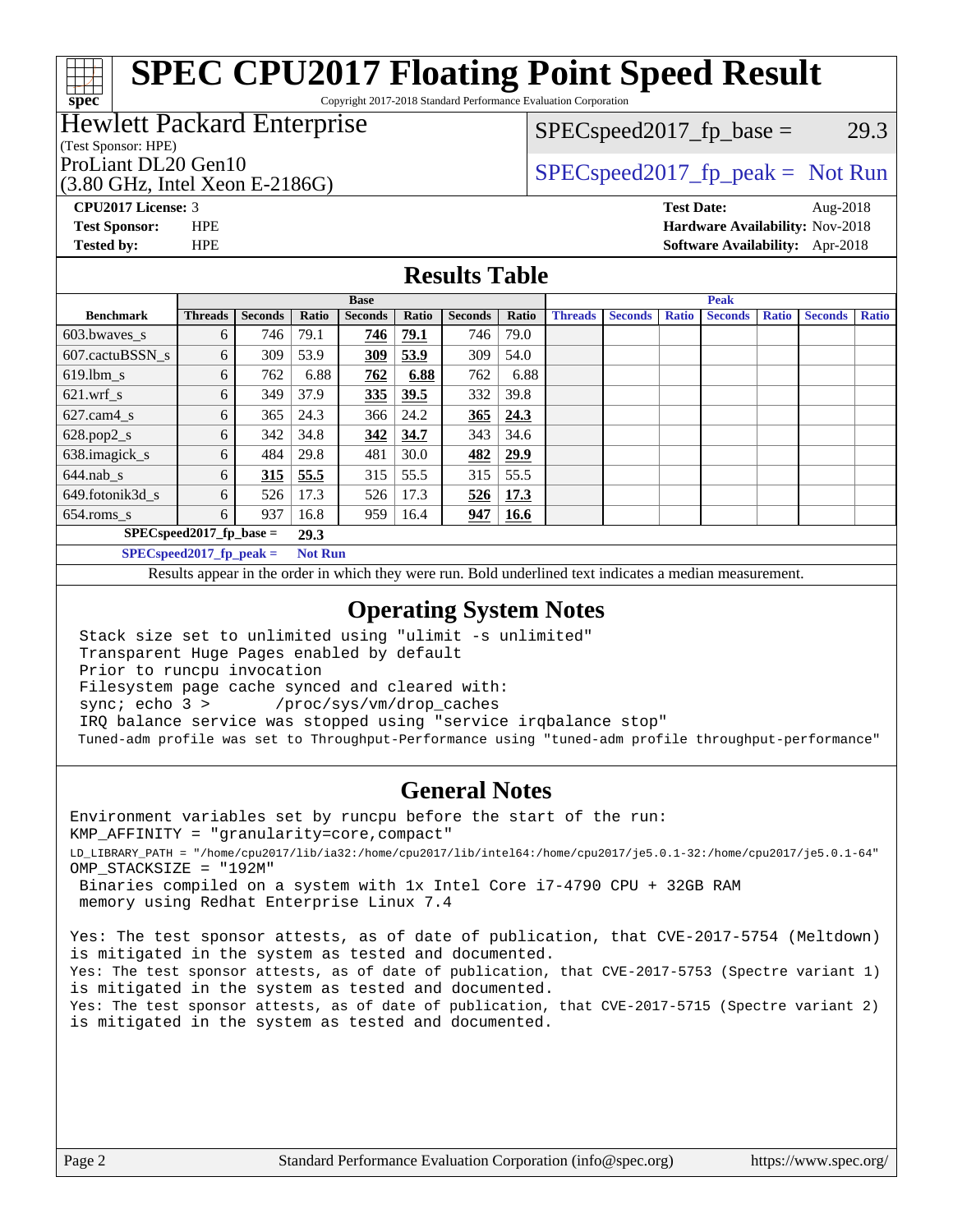# SPEC CPU2017 Floating Point Speed Result

Copyright 2017-2018 Standard Performance Evaluation Corporation

**Hewlett Packard Enterprise**
(Test Sponsor: HPE)

ProLiant DL20 Gen10
(3.80 GHz, Intel Xeon E-2186G)

SPECspeed2017_fp_base = 29.3

SPECspeed2017_fp_peak = Not Run

**CPU2017 License:** 3
**Test Sponsor:** HPE
**Tested by:** HPE

**Test Date:** Aug-2018
**Hardware Availability:** Nov-2018
**Software Availability:** Apr-2018

## Results Table

| Benchmark | Base | | | | | | | Peak | | | | | | |
|---|---|---|---|---|---|---|---|---|---|---|---|---|---|---|
| | Threads | Seconds | Ratio | Seconds | Ratio | Seconds | Ratio | Threads | Seconds | Ratio | Seconds | Ratio | Seconds | Ratio |
| 603.bwaves_s | 6 | 746 | 79.1 | **746** | **79.1** | 746 | 79.0 | | | | | | | |
| 607.cactuBSSN_s | 6 | 309 | 53.9 | **309** | **53.9** | 309 | 54.0 | | | | | | | |
| 619.lbm_s | 6 | 762 | 6.88 | **762** | **6.88** | 762 | 6.88 | | | | | | | |
| 621.wrf_s | 6 | 349 | 37.9 | **335** | **39.5** | 332 | 39.8 | | | | | | | |
| 627.cam4_s | 6 | 365 | 24.3 | 366 | 24.2 | **365** | **24.3** | | | | | | | |
| 628.pop2_s | 6 | 342 | 34.8 | **342** | **34.7** | 343 | 34.6 | | | | | | | |
| 638.imagick_s | 6 | 484 | 29.8 | 481 | 30.0 | **482** | **29.9** | | | | | | | |
| 644.nab_s | 6 | **315** | **55.5** | 315 | 55.5 | 315 | 55.5 | | | | | | | |
| 649.fotonik3d_s | 6 | 526 | 17.3 | 526 | 17.3 | **526** | **17.3** | | | | | | | |
| 654.roms_s | 6 | 937 | 16.8 | 959 | 16.4 | **947** | **16.6** | | | | | | | |

**SPECspeed2017_fp_base =** **29.3**

**SPECspeed2017_fp_peak =** **Not Run**

Results appear in the order in which they were run. Bold underlined text indicates a median measurement.

## Operating System Notes

```
Stack size set to unlimited using "ulimit -s unlimited"
Transparent Huge Pages enabled by default
Prior to runcpu invocation
Filesystem page cache synced and cleared with:
sync; echo 3 >       /proc/sys/vm/drop_caches
IRQ balance service was stopped using "service irqbalance stop"
Tuned-adm profile was set to Throughput-Performance using "tuned-adm profile throughput-performance"
```

## General Notes

```
Environment variables set by runcpu before the start of the run:
KMP_AFFINITY = "granularity=core,compact"
LD_LIBRARY_PATH = "/home/cpu2017/lib/ia32:/home/cpu2017/lib/intel64:/home/cpu2017/je5.0.1-32:/home/cpu2017/je5.0.1-64"
OMP_STACKSIZE = "192M"
 Binaries compiled on a system with 1x Intel Core i7-4790 CPU + 32GB RAM
 memory using Redhat Enterprise Linux 7.4

Yes: The test sponsor attests, as of date of publication, that CVE-2017-5754 (Meltdown)
is mitigated in the system as tested and documented.
Yes: The test sponsor attests, as of date of publication, that CVE-2017-5753 (Spectre variant 1)
is mitigated in the system as tested and documented.
Yes: The test sponsor attests, as of date of publication, that CVE-2017-5715 (Spectre variant 2)
is mitigated in the system as tested and documented.
```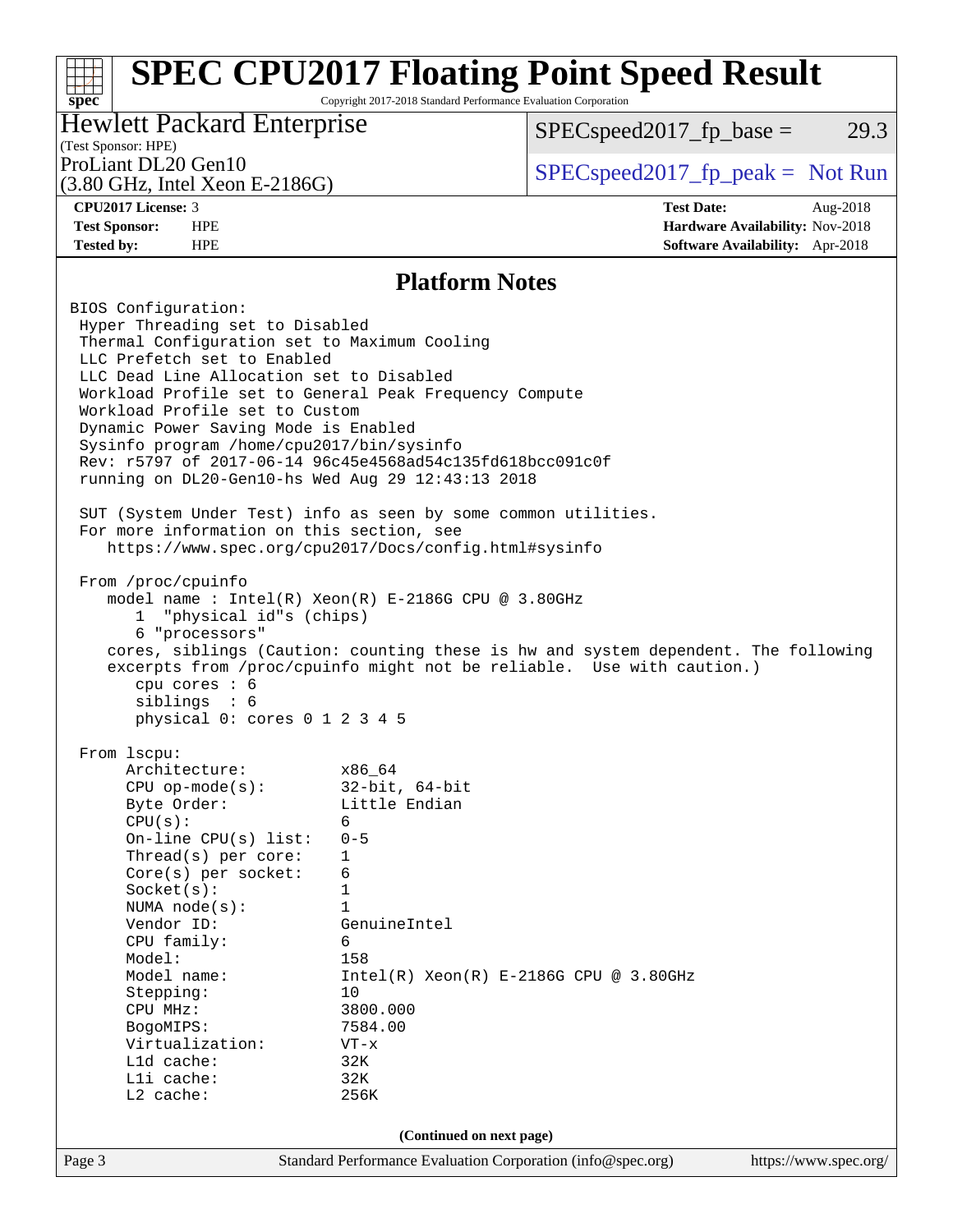# SPEC CPU2017 Floating Point Speed Result

Copyright 2017-2018 Standard Performance Evaluation Corporation

**Hewlett Packard Enterprise**
(Test Sponsor: HPE)
ProLiant DL20 Gen10
(3.80 GHz, Intel Xeon E-2186G)

SPECspeed2017_fp_base = 29.3
SPECspeed2017_fp_peak = Not Run

**CPU2017 License:** 3
**Test Sponsor:** HPE
**Tested by:** HPE

**Test Date:** Aug-2018
**Hardware Availability:** Nov-2018
**Software Availability:** Apr-2018

## Platform Notes

```
BIOS Configuration:
 Hyper Threading set to Disabled
 Thermal Configuration set to Maximum Cooling
 LLC Prefetch set to Enabled
 LLC Dead Line Allocation set to Disabled
 Workload Profile set to General Peak Frequency Compute
 Workload Profile set to Custom
 Dynamic Power Saving Mode is Enabled
 Sysinfo program /home/cpu2017/bin/sysinfo
 Rev: r5797 of 2017-06-14 96c45e4568ad54c135fd618bcc091c0f
 running on DL20-Gen10-hs Wed Aug 29 12:43:13 2018

 SUT (System Under Test) info as seen by some common utilities.
 For more information on this section, see
    https://www.spec.org/cpu2017/Docs/config.html#sysinfo

 From /proc/cpuinfo
    model name : Intel(R) Xeon(R) E-2186G CPU @ 3.80GHz
       1  "physical id"s (chips)
       6 "processors"
    cores, siblings (Caution: counting these is hw and system dependent. The following
    excerpts from /proc/cpuinfo might not be reliable.  Use with caution.)
       cpu cores : 6
       siblings  : 6
       physical 0: cores 0 1 2 3 4 5

 From lscpu:
      Architecture:          x86_64
      CPU op-mode(s):        32-bit, 64-bit
      Byte Order:            Little Endian
      CPU(s):                6
      On-line CPU(s) list:   0-5
      Thread(s) per core:    1
      Core(s) per socket:    6
      Socket(s):             1
      NUMA node(s):          1
      Vendor ID:             GenuineIntel
      CPU family:            6
      Model:                 158
      Model name:            Intel(R) Xeon(R) E-2186G CPU @ 3.80GHz
      Stepping:              10
      CPU MHz:               3800.000
      BogoMIPS:              7584.00
      Virtualization:        VT-x
      L1d cache:             32K
      L1i cache:             32K
      L2 cache:              256K
```

**(Continued on next page)**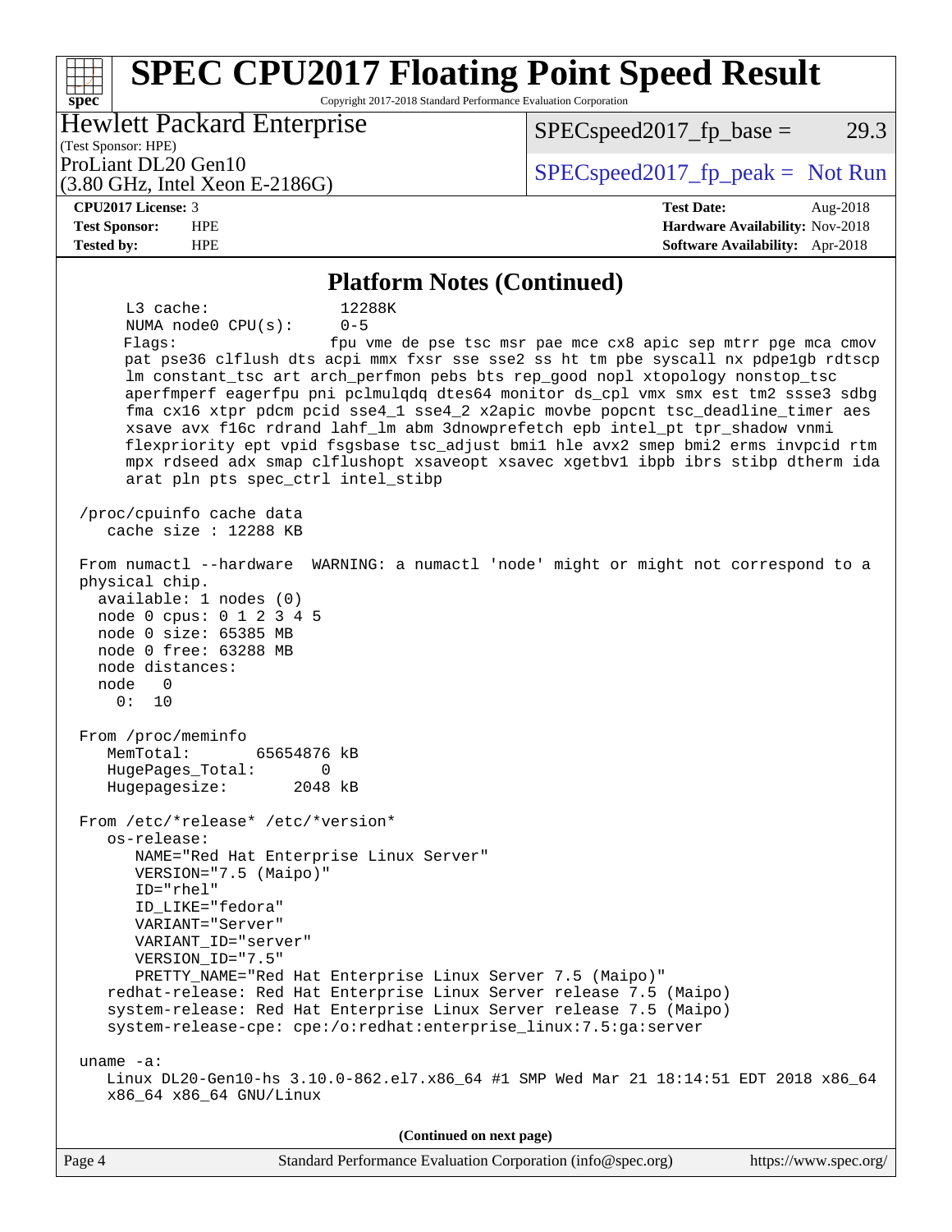## Platform Notes (Continued)

```
     L3 cache:              12288K
     NUMA node0 CPU(s):     0-5
     Flags:                 fpu vme de pse tsc msr pae mce cx8 apic sep mtrr pge mca cmov
     pat pse36 clflush dts acpi mmx fxsr sse sse2 ss ht tm pbe syscall nx pdpe1gb rdtscp
     lm constant_tsc art arch_perfmon pebs bts rep_good nopl xtopology nonstop_tsc
     aperfmperf eagerfpu pni pclmulqdq dtes64 monitor ds_cpl vmx smx est tm2 ssse3 sdbg
     fma cx16 xtpr pdcm pcid sse4_1 sse4_2 x2apic movbe popcnt tsc_deadline_timer aes
     xsave avx f16c rdrand lahf_lm abm 3dnowprefetch epb intel_pt tpr_shadow vnmi
     flexpriority ept vpid fsgsbase tsc_adjust bmi1 hle avx2 smep bmi2 erms invpcid rtm
     mpx rdseed adx smap clflushopt xsaveopt xsavec xgetbv1 ibpb ibrs stibp dtherm ida
     arat pln pts spec_ctrl intel_stibp

 /proc/cpuinfo cache data
    cache size : 12288 KB

 From numactl --hardware  WARNING: a numactl 'node' might or might not correspond to a
 physical chip.
   available: 1 nodes (0)
   node 0 cpus: 0 1 2 3 4 5
   node 0 size: 65385 MB
   node 0 free: 63288 MB
   node distances:
   node   0
     0:  10

 From /proc/meminfo
    MemTotal:       65654876 kB
    HugePages_Total:       0
    Hugepagesize:       2048 kB

 From /etc/*release* /etc/*version*
    os-release:
       NAME="Red Hat Enterprise Linux Server"
       VERSION="7.5 (Maipo)"
       ID="rhel"
       ID_LIKE="fedora"
       VARIANT="Server"
       VARIANT_ID="server"
       VERSION_ID="7.5"
       PRETTY_NAME="Red Hat Enterprise Linux Server 7.5 (Maipo)"
    redhat-release: Red Hat Enterprise Linux Server release 7.5 (Maipo)
    system-release: Red Hat Enterprise Linux Server release 7.5 (Maipo)
    system-release-cpe: cpe:/o:redhat:enterprise_linux:7.5:ga:server

 uname -a:
    Linux DL20-Gen10-hs 3.10.0-862.el7.x86_64 #1 SMP Wed Mar 21 18:14:51 EDT 2018 x86_64
    x86_64 x86_64 GNU/Linux
```

**(Continued on next page)**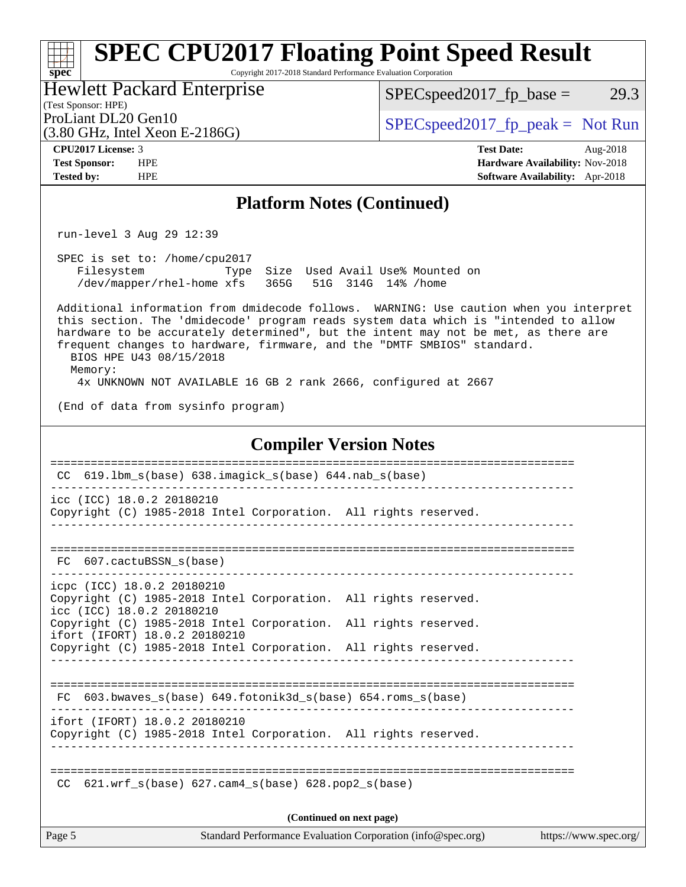## Platform Notes (Continued)

```
run-level 3 Aug 29 12:39

SPEC is set to: /home/cpu2017
   Filesystem            Type  Size  Used Avail Use% Mounted on
   /dev/mapper/rhel-home xfs   365G   51G  314G  14% /home

Additional information from dmidecode follows.  WARNING: Use caution when you interpret
this section. The 'dmidecode' program reads system data which is "intended to allow
hardware to be accurately determined", but the intent may not be met, as there are
frequent changes to hardware, firmware, and the "DMTF SMBIOS" standard.
  BIOS HPE U43 08/15/2018
  Memory:
   4x UNKNOWN NOT AVAILABLE 16 GB 2 rank 2666, configured at 2667

(End of data from sysinfo program)
```

## Compiler Version Notes

```
==============================================================================
 CC  619.lbm_s(base) 638.imagick_s(base) 644.nab_s(base)
------------------------------------------------------------------------------
icc (ICC) 18.0.2 20180210
Copyright (C) 1985-2018 Intel Corporation.  All rights reserved.
------------------------------------------------------------------------------

==============================================================================
 FC  607.cactuBSSN_s(base)
------------------------------------------------------------------------------
icpc (ICC) 18.0.2 20180210
Copyright (C) 1985-2018 Intel Corporation.  All rights reserved.
icc (ICC) 18.0.2 20180210
Copyright (C) 1985-2018 Intel Corporation.  All rights reserved.
ifort (IFORT) 18.0.2 20180210
Copyright (C) 1985-2018 Intel Corporation.  All rights reserved.
------------------------------------------------------------------------------

==============================================================================
 FC  603.bwaves_s(base) 649.fotonik3d_s(base) 654.roms_s(base)
------------------------------------------------------------------------------
ifort (IFORT) 18.0.2 20180210
Copyright (C) 1985-2018 Intel Corporation.  All rights reserved.
------------------------------------------------------------------------------

==============================================================================
 CC  621.wrf_s(base) 627.cam4_s(base) 628.pop2_s(base)
```

(Continued on next page)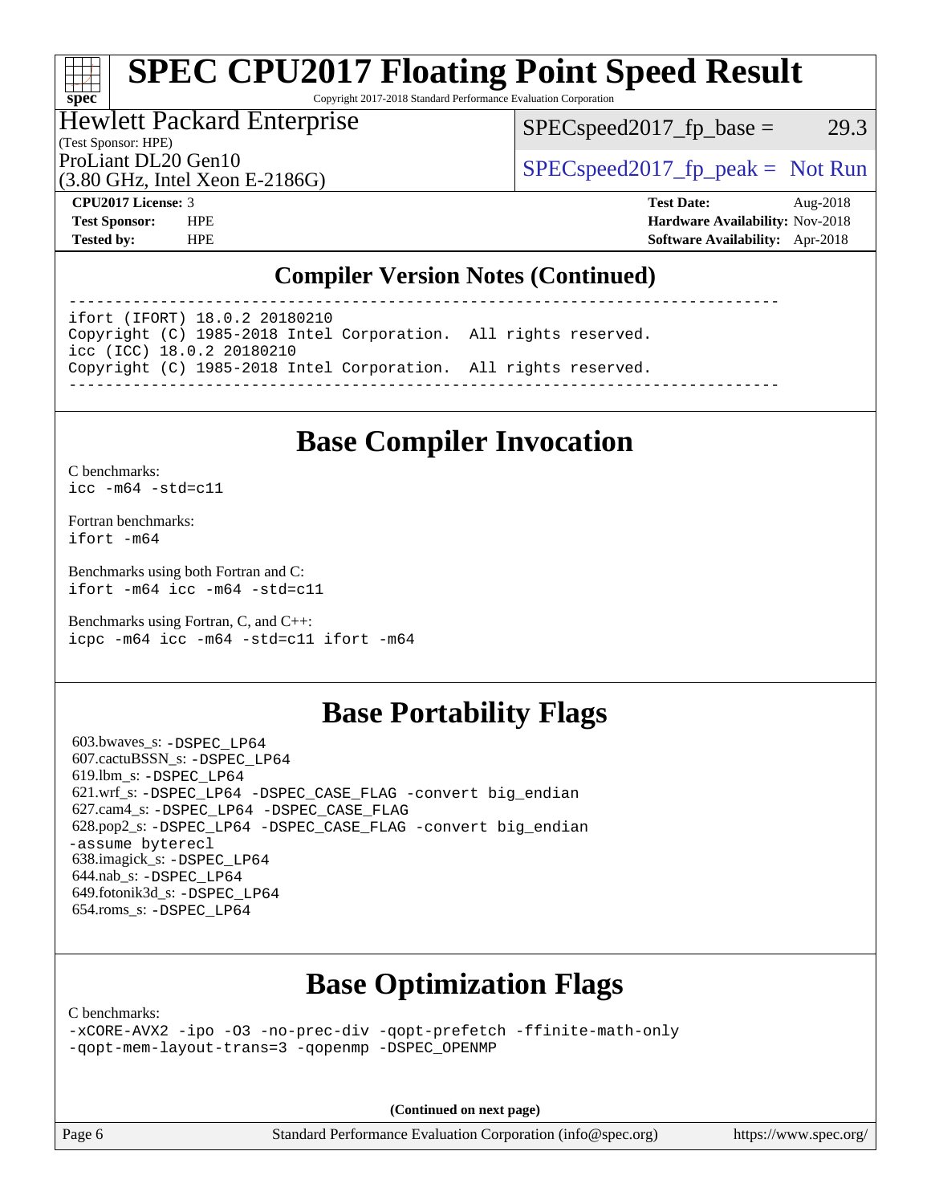# SPEC CPU2017 Floating Point Speed Result

Copyright 2017-2018 Standard Performance Evaluation Corporation

Hewlett Packard Enterprise
(Test Sponsor: HPE)
ProLiant DL20 Gen10
(3.80 GHz, Intel Xeon E-2186G)

SPECspeed2017_fp_base = 29.3

SPECspeed2017_fp_peak = Not Run

**CPU2017 License:** 3
**Test Sponsor:** HPE
**Tested by:** HPE

**Test Date:** Aug-2018
**Hardware Availability:** Nov-2018
**Software Availability:** Apr-2018

## Compiler Version Notes (Continued)

```
==============================================================================
ifort (IFORT) 18.0.2 20180210
Copyright (C) 1985-2018 Intel Corporation.  All rights reserved.
icc (ICC) 18.0.2 20180210
Copyright (C) 1985-2018 Intel Corporation.  All rights reserved.
------------------------------------------------------------------------------
```

## Base Compiler Invocation

C benchmarks:
`icc -m64 -std=c11`

Fortran benchmarks:
`ifort -m64`

Benchmarks using both Fortran and C:
`ifort -m64 icc -m64 -std=c11`

Benchmarks using Fortran, C, and C++:
`icpc -m64 icc -m64 -std=c11 ifort -m64`

## Base Portability Flags

603.bwaves_s: `-DSPEC_LP64`
607.cactuBSSN_s: `-DSPEC_LP64`
619.lbm_s: `-DSPEC_LP64`
621.wrf_s: `-DSPEC_LP64 -DSPEC_CASE_FLAG -convert big_endian`
627.cam4_s: `-DSPEC_LP64 -DSPEC_CASE_FLAG`
628.pop2_s: `-DSPEC_LP64 -DSPEC_CASE_FLAG -convert big_endian -assume byterecl`
638.imagick_s: `-DSPEC_LP64`
644.nab_s: `-DSPEC_LP64`
649.fotonik3d_s: `-DSPEC_LP64`
654.roms_s: `-DSPEC_LP64`

## Base Optimization Flags

C benchmarks:
`-xCORE-AVX2 -ipo -O3 -no-prec-div -qopt-prefetch -ffinite-math-only -qopt-mem-layout-trans=3 -qopenmp -DSPEC_OPENMP`

**(Continued on next page)**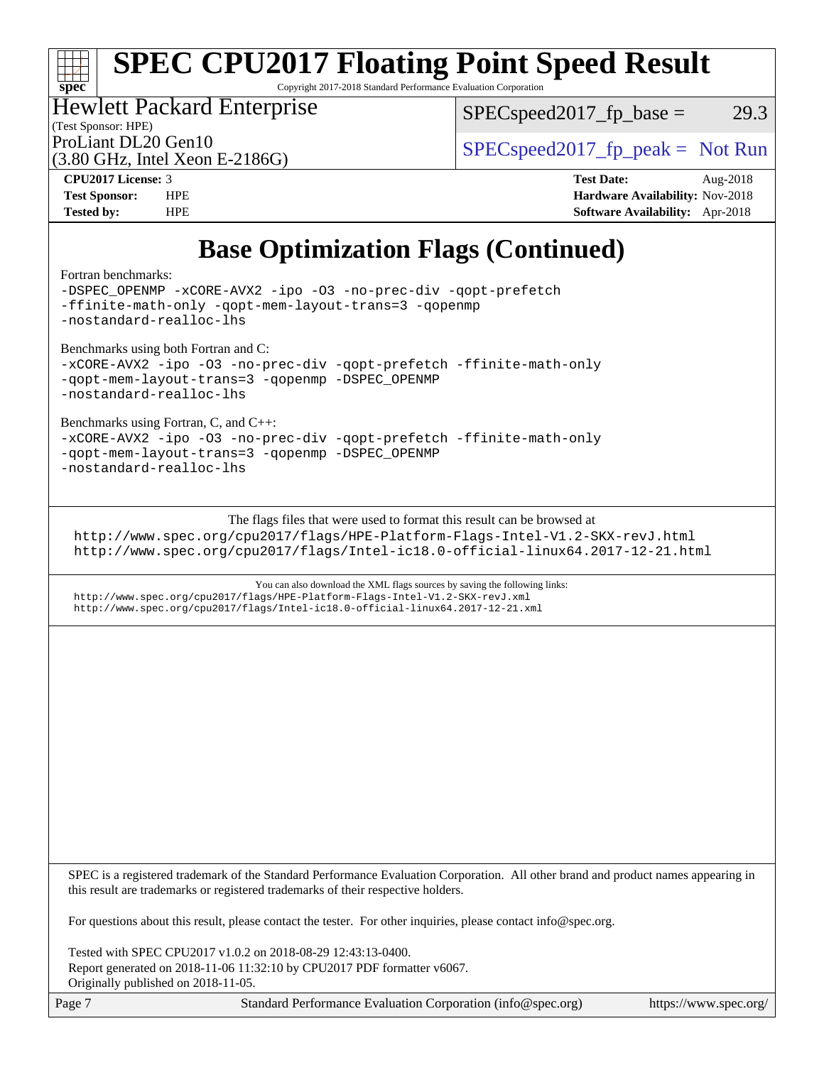# SPEC CPU2017 Floating Point Speed Result

Copyright 2017-2018 Standard Performance Evaluation Corporation

**Hewlett Packard Enterprise**
(Test Sponsor: HPE)
ProLiant DL20 Gen10
(3.80 GHz, Intel Xeon E-2186G)

SPECspeed2017_fp_base = 29.3

SPECspeed2017_fp_peak = Not Run

**CPU2017 License:** 3
**Test Sponsor:** HPE
**Tested by:** HPE

**Test Date:** Aug-2018
**Hardware Availability:** Nov-2018
**Software Availability:** Apr-2018

## Base Optimization Flags (Continued)

Fortran benchmarks:

-DSPEC_OPENMP -xCORE-AVX2 -ipo -O3 -no-prec-div -qopt-prefetch -ffinite-math-only -qopt-mem-layout-trans=3 -qopenmp -nostandard-realloc-lhs

Benchmarks using both Fortran and C:

-xCORE-AVX2 -ipo -O3 -no-prec-div -qopt-prefetch -ffinite-math-only -qopt-mem-layout-trans=3 -qopenmp -DSPEC_OPENMP -nostandard-realloc-lhs

Benchmarks using Fortran, C, and C++:

-xCORE-AVX2 -ipo -O3 -no-prec-div -qopt-prefetch -ffinite-math-only -qopt-mem-layout-trans=3 -qopenmp -DSPEC_OPENMP -nostandard-realloc-lhs

The flags files that were used to format this result can be browsed at
http://www.spec.org/cpu2017/flags/HPE-Platform-Flags-Intel-V1.2-SKX-revJ.html
http://www.spec.org/cpu2017/flags/Intel-ic18.0-official-linux64.2017-12-21.html

You can also download the XML flags sources by saving the following links:
http://www.spec.org/cpu2017/flags/HPE-Platform-Flags-Intel-V1.2-SKX-revJ.xml
http://www.spec.org/cpu2017/flags/Intel-ic18.0-official-linux64.2017-12-21.xml

SPEC is a registered trademark of the Standard Performance Evaluation Corporation. All other brand and product names appearing in this result are trademarks or registered trademarks of their respective holders.

For questions about this result, please contact the tester. For other inquiries, please contact info@spec.org.

Tested with SPEC CPU2017 v1.0.2 on 2018-08-29 12:43:13-0400.
Report generated on 2018-11-06 11:32:10 by CPU2017 PDF formatter v6067.
Originally published on 2018-11-05.